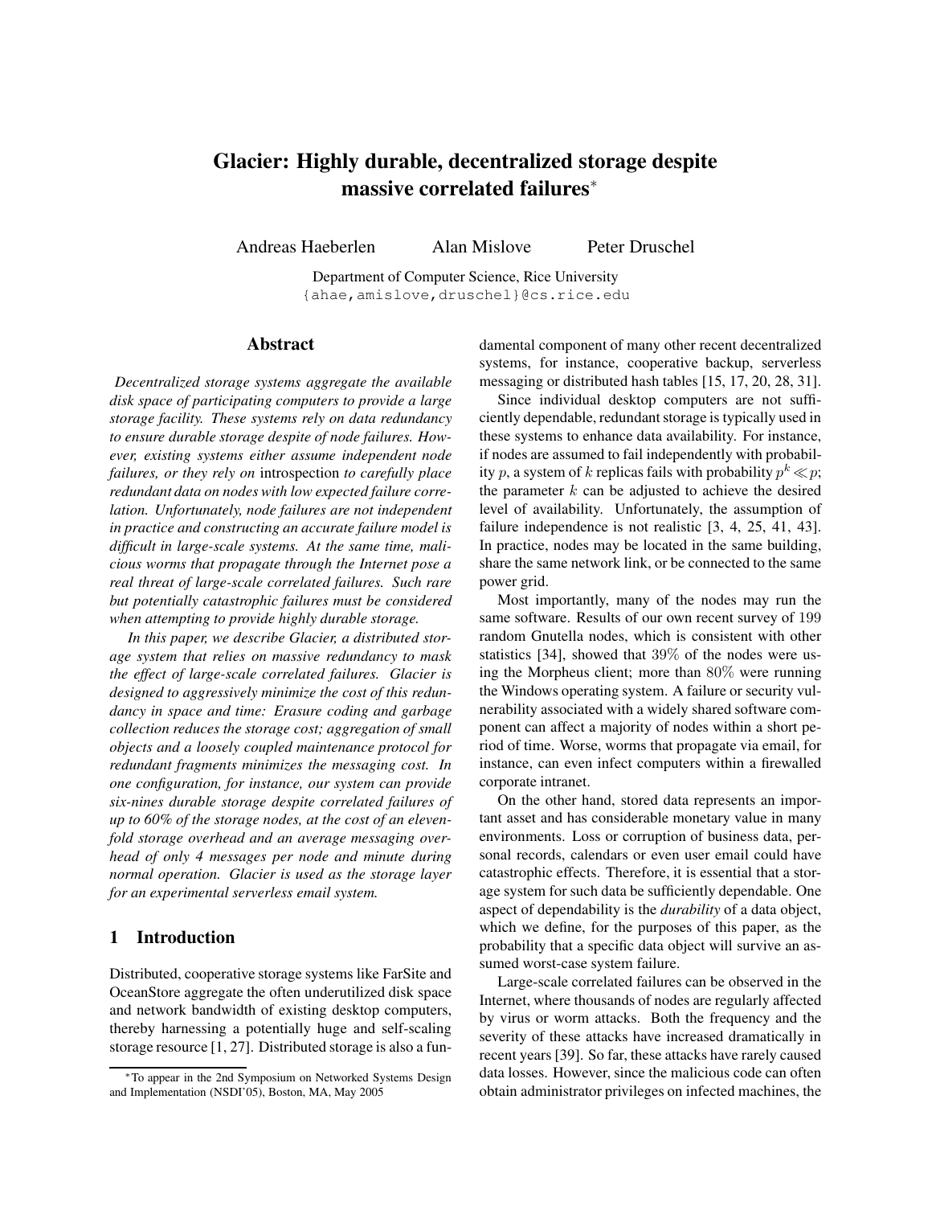# Glacier: Highly durable, decentralized storage despite massive correlated failures*

Andreas Haeberlen   Alan Mislove   Peter Druschel

Department of Computer Science, Rice University
{ahae,amislove,druschel}@cs.rice.edu

## Abstract

*Decentralized storage systems aggregate the available disk space of participating computers to provide a large storage facility. These systems rely on data redundancy to ensure durable storage despite of node failures. However, existing systems either assume independent node failures, or they rely on* introspection *to carefully place redundant data on nodes with low expected failure correlation. Unfortunately, node failures are not independent in practice and constructing an accurate failure model is difficult in large-scale systems. At the same time, malicious worms that propagate through the Internet pose a real threat of large-scale correlated failures. Such rare but potentially catastrophic failures must be considered when attempting to provide highly durable storage.*

*In this paper, we describe Glacier, a distributed storage system that relies on massive redundancy to mask the effect of large-scale correlated failures. Glacier is designed to aggressively minimize the cost of this redundancy in space and time: Erasure coding and garbage collection reduces the storage cost; aggregation of small objects and a loosely coupled maintenance protocol for redundant fragments minimizes the messaging cost. In one configuration, for instance, our system can provide six-nines durable storage despite correlated failures of up to 60% of the storage nodes, at the cost of an elevenfold storage overhead and an average messaging overhead of only 4 messages per node and minute during normal operation. Glacier is used as the storage layer for an experimental serverless email system.*

## 1 Introduction

Distributed, cooperative storage systems like FarSite and OceanStore aggregate the often underutilized disk space and network bandwidth of existing desktop computers, thereby harnessing a potentially huge and self-scaling storage resource [1, 27]. Distributed storage is also a fundamental component of many other recent decentralized systems, for instance, cooperative backup, serverless messaging or distributed hash tables [15, 17, 20, 28, 31].

Since individual desktop computers are not sufficiently dependable, redundant storage is typically used in these systems to enhance data availability. For instance, if nodes are assumed to fail independently with probability $p$, a system of $k$ replicas fails with probability $p^k \ll p$; the parameter $k$ can be adjusted to achieve the desired level of availability. Unfortunately, the assumption of failure independence is not realistic [3, 4, 25, 41, 43]. In practice, nodes may be located in the same building, share the same network link, or be connected to the same power grid.

Most importantly, many of the nodes may run the same software. Results of our own recent survey of 199 random Gnutella nodes, which is consistent with other statistics [34], showed that 39% of the nodes were using the Morpheus client; more than 80% were running the Windows operating system. A failure or security vulnerability associated with a widely shared software component can affect a majority of nodes within a short period of time. Worse, worms that propagate via email, for instance, can even infect computers within a firewalled corporate intranet.

On the other hand, stored data represents an important asset and has considerable monetary value in many environments. Loss or corruption of business data, personal records, calendars or even user email could have catastrophic effects. Therefore, it is essential that a storage system for such data be sufficiently dependable. One aspect of dependability is the *durability* of a data object, which we define, for the purposes of this paper, as the probability that a specific data object will survive an assumed worst-case system failure.

Large-scale correlated failures can be observed in the Internet, where thousands of nodes are regularly affected by virus or worm attacks. Both the frequency and the severity of these attacks have increased dramatically in recent years [39]. So far, these attacks have rarely caused data losses. However, since the malicious code can often obtain administrator privileges on infected machines, the

*To appear in the 2nd Symposium on Networked Systems Design and Implementation (NSDI'05), Boston, MA, May 2005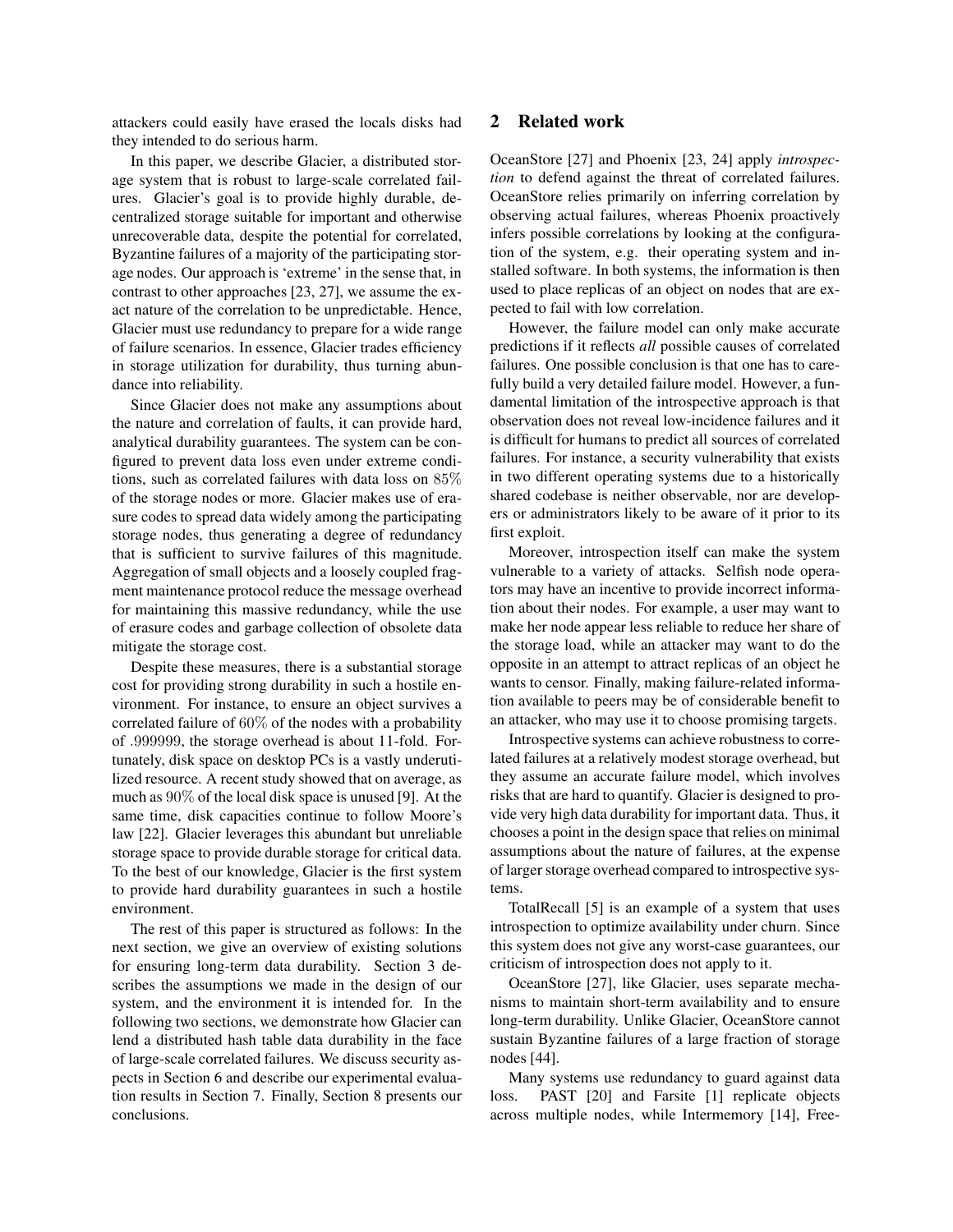attackers could easily have erased the locals disks had they intended to do serious harm.

In this paper, we describe Glacier, a distributed storage system that is robust to large-scale correlated failures. Glacier's goal is to provide highly durable, decentralized storage suitable for important and otherwise unrecoverable data, despite the potential for correlated, Byzantine failures of a majority of the participating storage nodes. Our approach is 'extreme' in the sense that, in contrast to other approaches [23, 27], we assume the exact nature of the correlation to be unpredictable. Hence, Glacier must use redundancy to prepare for a wide range of failure scenarios. In essence, Glacier trades efficiency in storage utilization for durability, thus turning abundance into reliability.

Since Glacier does not make any assumptions about the nature and correlation of faults, it can provide hard, analytical durability guarantees. The system can be configured to prevent data loss even under extreme conditions, such as correlated failures with data loss on $85\%$ of the storage nodes or more. Glacier makes use of erasure codes to spread data widely among the participating storage nodes, thus generating a degree of redundancy that is sufficient to survive failures of this magnitude. Aggregation of small objects and a loosely coupled fragment maintenance protocol reduce the message overhead for maintaining this massive redundancy, while the use of erasure codes and garbage collection of obsolete data mitigate the storage cost.

Despite these measures, there is a substantial storage cost for providing strong durability in such a hostile environment. For instance, to ensure an object survives a correlated failure of $60\%$ of the nodes with a probability of .999999, the storage overhead is about 11-fold. Fortunately, disk space on desktop PCs is a vastly underutilized resource. A recent study showed that on average, as much as $90\%$ of the local disk space is unused [9]. At the same time, disk capacities continue to follow Moore's law [22]. Glacier leverages this abundant but unreliable storage space to provide durable storage for critical data. To the best of our knowledge, Glacier is the first system to provide hard durability guarantees in such a hostile environment.

The rest of this paper is structured as follows: In the next section, we give an overview of existing solutions for ensuring long-term data durability. Section 3 describes the assumptions we made in the design of our system, and the environment it is intended for. In the following two sections, we demonstrate how Glacier can lend a distributed hash table data durability in the face of large-scale correlated failures. We discuss security aspects in Section 6 and describe our experimental evaluation results in Section 7. Finally, Section 8 presents our conclusions.

## 2 Related work

OceanStore [27] and Phoenix [23, 24] apply *introspection* to defend against the threat of correlated failures. OceanStore relies primarily on inferring correlation by observing actual failures, whereas Phoenix proactively infers possible correlations by looking at the configuration of the system, e.g. their operating system and installed software. In both systems, the information is then used to place replicas of an object on nodes that are expected to fail with low correlation.

However, the failure model can only make accurate predictions if it reflects *all* possible causes of correlated failures. One possible conclusion is that one has to carefully build a very detailed failure model. However, a fundamental limitation of the introspective approach is that observation does not reveal low-incidence failures and it is difficult for humans to predict all sources of correlated failures. For instance, a security vulnerability that exists in two different operating systems due to a historically shared codebase is neither observable, nor are developers or administrators likely to be aware of it prior to its first exploit.

Moreover, introspection itself can make the system vulnerable to a variety of attacks. Selfish node operators may have an incentive to provide incorrect information about their nodes. For example, a user may want to make her node appear less reliable to reduce her share of the storage load, while an attacker may want to do the opposite in an attempt to attract replicas of an object he wants to censor. Finally, making failure-related information available to peers may be of considerable benefit to an attacker, who may use it to choose promising targets.

Introspective systems can achieve robustness to correlated failures at a relatively modest storage overhead, but they assume an accurate failure model, which involves risks that are hard to quantify. Glacier is designed to provide very high data durability for important data. Thus, it chooses a point in the design space that relies on minimal assumptions about the nature of failures, at the expense of larger storage overhead compared to introspective systems.

TotalRecall [5] is an example of a system that uses introspection to optimize availability under churn. Since this system does not give any worst-case guarantees, our criticism of introspection does not apply to it.

OceanStore [27], like Glacier, uses separate mechanisms to maintain short-term availability and to ensure long-term durability. Unlike Glacier, OceanStore cannot sustain Byzantine failures of a large fraction of storage nodes [44].

Many systems use redundancy to guard against data loss. PAST [20] and Farsite [1] replicate objects across multiple nodes, while Intermemory [14], Free-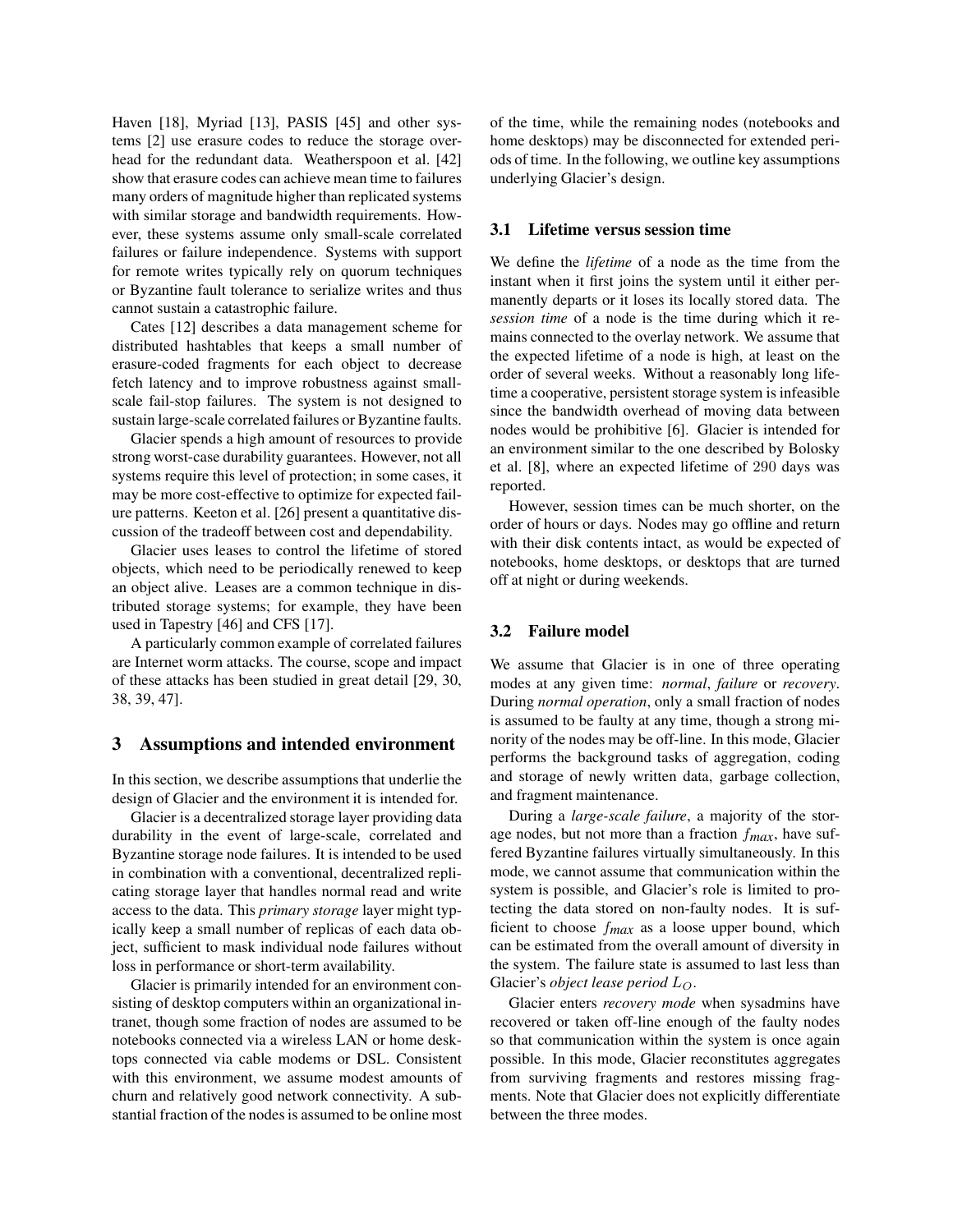Haven [18], Myriad [13], PASIS [45] and other systems [2] use erasure codes to reduce the storage overhead for the redundant data. Weatherspoon et al. [42] show that erasure codes can achieve mean time to failures many orders of magnitude higher than replicated systems with similar storage and bandwidth requirements. However, these systems assume only small-scale correlated failures or failure independence. Systems with support for remote writes typically rely on quorum techniques or Byzantine fault tolerance to serialize writes and thus cannot sustain a catastrophic failure.

Cates [12] describes a data management scheme for distributed hashtables that keeps a small number of erasure-coded fragments for each object to decrease fetch latency and to improve robustness against small-scale fail-stop failures. The system is not designed to sustain large-scale correlated failures or Byzantine faults.

Glacier spends a high amount of resources to provide strong worst-case durability guarantees. However, not all systems require this level of protection; in some cases, it may be more cost-effective to optimize for expected failure patterns. Keeton et al. [26] present a quantitative discussion of the tradeoff between cost and dependability.

Glacier uses leases to control the lifetime of stored objects, which need to be periodically renewed to keep an object alive. Leases are a common technique in distributed storage systems; for example, they have been used in Tapestry [46] and CFS [17].

A particularly common example of correlated failures are Internet worm attacks. The course, scope and impact of these attacks has been studied in great detail [29, 30, 38, 39, 47].

# 3 Assumptions and intended environment

In this section, we describe assumptions that underlie the design of Glacier and the environment it is intended for.

Glacier is a decentralized storage layer providing data durability in the event of large-scale, correlated and Byzantine storage node failures. It is intended to be used in combination with a conventional, decentralized replicating storage layer that handles normal read and write access to the data. This *primary storage* layer might typically keep a small number of replicas of each data object, sufficient to mask individual node failures without loss in performance or short-term availability.

Glacier is primarily intended for an environment consisting of desktop computers within an organizational intranet, though some fraction of nodes are assumed to be notebooks connected via a wireless LAN or home desktops connected via cable modems or DSL. Consistent with this environment, we assume modest amounts of churn and relatively good network connectivity. A substantial fraction of the nodes is assumed to be online most of the time, while the remaining nodes (notebooks and home desktops) may be disconnected for extended periods of time. In the following, we outline key assumptions underlying Glacier's design.

## 3.1 Lifetime versus session time

We define the *lifetime* of a node as the time from the instant when it first joins the system until it either permanently departs or it loses its locally stored data. The *session time* of a node is the time during which it remains connected to the overlay network. We assume that the expected lifetime of a node is high, at least on the order of several weeks. Without a reasonably long lifetime a cooperative, persistent storage system is infeasible since the bandwidth overhead of moving data between nodes would be prohibitive [6]. Glacier is intended for an environment similar to the one described by Bolosky et al. [8], where an expected lifetime of 290 days was reported.

However, session times can be much shorter, on the order of hours or days. Nodes may go offline and return with their disk contents intact, as would be expected of notebooks, home desktops, or desktops that are turned off at night or during weekends.

## 3.2 Failure model

We assume that Glacier is in one of three operating modes at any given time: *normal*, *failure* or *recovery*. During *normal operation*, only a small fraction of nodes is assumed to be faulty at any time, though a strong minority of the nodes may be off-line. In this mode, Glacier performs the background tasks of aggregation, coding and storage of newly written data, garbage collection, and fragment maintenance.

During a *large-scale failure*, a majority of the storage nodes, but not more than a fraction $f_{max}$, have suffered Byzantine failures virtually simultaneously. In this mode, we cannot assume that communication within the system is possible, and Glacier's role is limited to protecting the data stored on non-faulty nodes. It is sufficient to choose $f_{max}$ as a loose upper bound, which can be estimated from the overall amount of diversity in the system. The failure state is assumed to last less than Glacier's *object lease period* $L_O$.

Glacier enters *recovery mode* when sysadmins have recovered or taken off-line enough of the faulty nodes so that communication within the system is once again possible. In this mode, Glacier reconstitutes aggregates from surviving fragments and restores missing fragments. Note that Glacier does not explicitly differentiate between the three modes.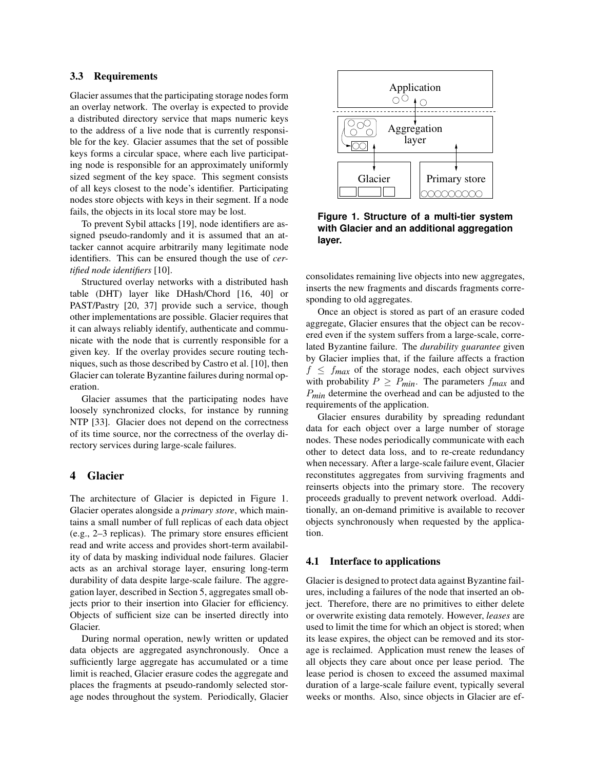### 3.3 Requirements

Glacier assumes that the participating storage nodes form an overlay network. The overlay is expected to provide a distributed directory service that maps numeric keys to the address of a live node that is currently responsible for the key. Glacier assumes that the set of possible keys forms a circular space, where each live participating node is responsible for an approximately uniformly sized segment of the key space. This segment consists of all keys closest to the node's identifier. Participating nodes store objects with keys in their segment. If a node fails, the objects in its local store may be lost.

To prevent Sybil attacks [19], node identifiers are assigned pseudo-randomly and it is assumed that an attacker cannot acquire arbitrarily many legitimate node identifiers. This can be ensured though the use of *certified node identifiers* [10].

Structured overlay networks with a distributed hash table (DHT) layer like DHash/Chord [16, 40] or PAST/Pastry [20, 37] provide such a service, though other implementations are possible. Glacier requires that it can always reliably identify, authenticate and communicate with the node that is currently responsible for a given key. If the overlay provides secure routing techniques, such as those described by Castro et al. [10], then Glacier can tolerate Byzantine failures during normal operation.

Glacier assumes that the participating nodes have loosely synchronized clocks, for instance by running NTP [33]. Glacier does not depend on the correctness of its time source, nor the correctness of the overlay directory services during large-scale failures.

## 4 Glacier

The architecture of Glacier is depicted in Figure 1. Glacier operates alongside a *primary store*, which maintains a small number of full replicas of each data object (e.g., 2–3 replicas). The primary store ensures efficient read and write access and provides short-term availability of data by masking individual node failures. Glacier acts as an archival storage layer, ensuring long-term durability of data despite large-scale failure. The aggregation layer, described in Section 5, aggregates small objects prior to their insertion into Glacier for efficiency. Objects of sufficient size can be inserted directly into Glacier.

During normal operation, newly written or updated data objects are aggregated asynchronously. Once a sufficiently large aggregate has accumulated or a time limit is reached, Glacier erasure codes the aggregate and places the fragments at pseudo-randomly selected storage nodes throughout the system. Periodically, Glacier consolidates remaining live objects into new aggregates, inserts the new fragments and discards fragments corresponding to old aggregates.

**Figure 1. Structure of a multi-tier system with Glacier and an additional aggregation layer.**

Once an object is stored as part of an erasure coded aggregate, Glacier ensures that the object can be recovered even if the system suffers from a large-scale, correlated Byzantine failure. The *durability guarantee* given by Glacier implies that, if the failure affects a fraction $f \leq f_{max}$ of the storage nodes, each object survives with probability $P \geq P_{min}$. The parameters $f_{max}$ and $P_{min}$ determine the overhead and can be adjusted to the requirements of the application.

Glacier ensures durability by spreading redundant data for each object over a large number of storage nodes. These nodes periodically communicate with each other to detect data loss, and to re-create redundancy when necessary. After a large-scale failure event, Glacier reconstitutes aggregates from surviving fragments and reinserts objects into the primary store. The recovery proceeds gradually to prevent network overload. Additionally, an on-demand primitive is available to recover objects synchronously when requested by the application.

### 4.1 Interface to applications

Glacier is designed to protect data against Byzantine failures, including a failures of the node that inserted an object. Therefore, there are no primitives to either delete or overwrite existing data remotely. However, *leases* are used to limit the time for which an object is stored; when its lease expires, the object can be removed and its storage is reclaimed. Application must renew the leases of all objects they care about once per lease period. The lease period is chosen to exceed the assumed maximal duration of a large-scale failure event, typically several weeks or months. Also, since objects in Glacier are ef-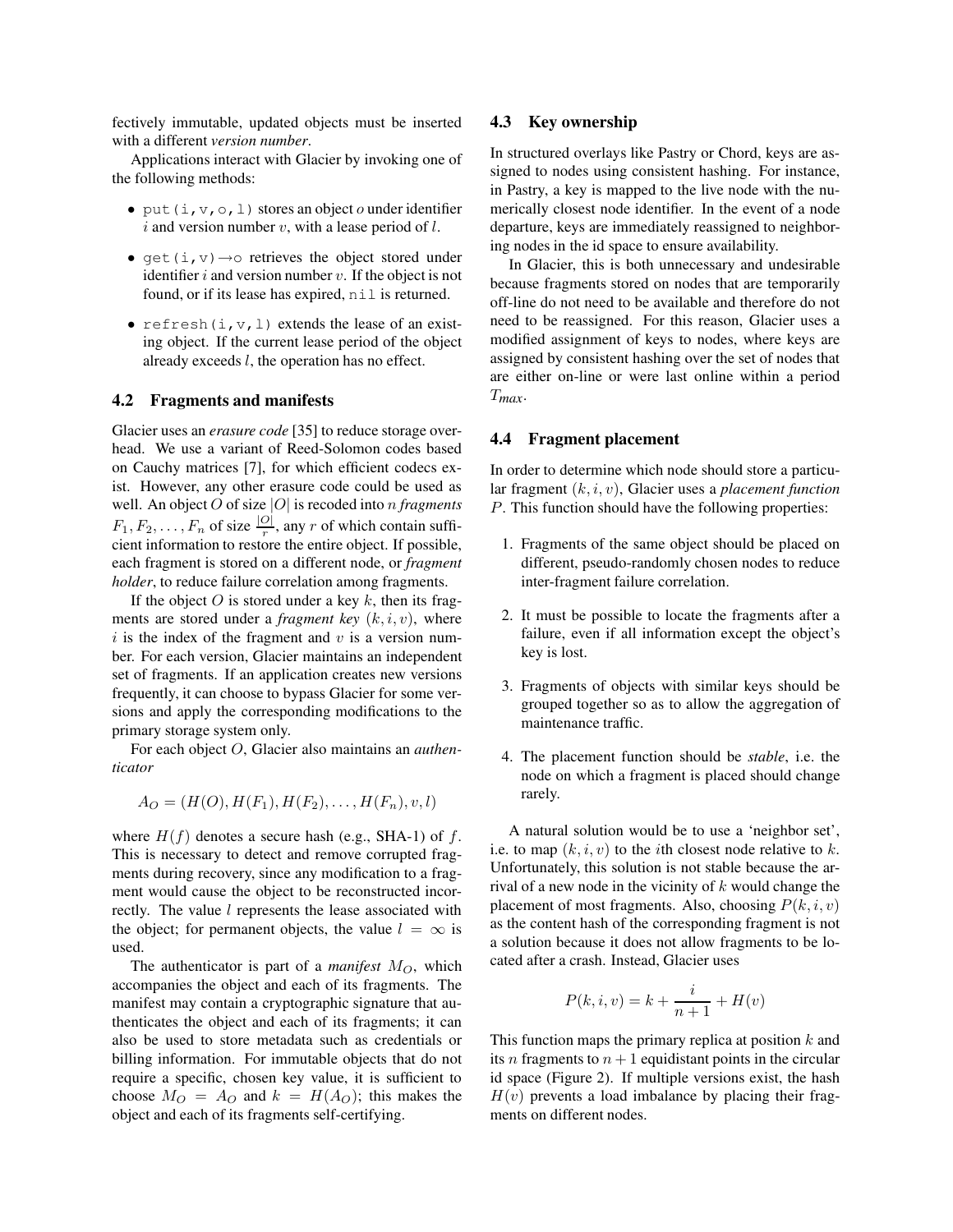fectively immutable, updated objects must be inserted with a different *version number*.

Applications interact with Glacier by invoking one of the following methods:

- `put(i,v,o,l)` stores an object $o$ under identifier $i$ and version number $v$, with a lease period of $l$.
- `get(i,v)`$\rightarrow$`o` retrieves the object stored under identifier $i$ and version number $v$. If the object is not found, or if its lease has expired, `nil` is returned.
- `refresh(i,v,l)` extends the lease of an existing object. If the current lease period of the object already exceeds $l$, the operation has no effect.

### 4.2 Fragments and manifests

Glacier uses an *erasure code* [35] to reduce storage overhead. We use a variant of Reed-Solomon codes based on Cauchy matrices [7], for which efficient codecs exist. However, any other erasure code could be used as well. An object $O$ of size $|O|$ is recoded into $n$ *fragments* $F_1, F_2, \ldots, F_n$ of size $\frac{|O|}{r}$, any $r$ of which contain sufficient information to restore the entire object. If possible, each fragment is stored on a different node, or *fragment holder*, to reduce failure correlation among fragments.

If the object $O$ is stored under a key $k$, then its fragments are stored under a *fragment key* $(k, i, v)$, where $i$ is the index of the fragment and $v$ is a version number. For each version, Glacier maintains an independent set of fragments. If an application creates new versions frequently, it can choose to bypass Glacier for some versions and apply the corresponding modifications to the primary storage system only.

For each object $O$, Glacier also maintains an *authenticator*

$$A_O = (H(O), H(F_1), H(F_2), \ldots, H(F_n), v, l)$$

where $H(f)$ denotes a secure hash (e.g., SHA-1) of $f$. This is necessary to detect and remove corrupted fragments during recovery, since any modification to a fragment would cause the object to be reconstructed incorrectly. The value $l$ represents the lease associated with the object; for permanent objects, the value $l = \infty$ is used.

The authenticator is part of a *manifest* $M_O$, which accompanies the object and each of its fragments. The manifest may contain a cryptographic signature that authenticates the object and each of its fragments; it can also be used to store metadata such as credentials or billing information. For immutable objects that do not require a specific, chosen key value, it is sufficient to choose $M_O = A_O$ and $k = H(A_O)$; this makes the object and each of its fragments self-certifying.

### 4.3 Key ownership

In structured overlays like Pastry or Chord, keys are assigned to nodes using consistent hashing. For instance, in Pastry, a key is mapped to the live node with the numerically closest node identifier. In the event of a node departure, keys are immediately reassigned to neighboring nodes in the id space to ensure availability.

In Glacier, this is both unnecessary and undesirable because fragments stored on nodes that are temporarily off-line do not need to be available and therefore do not need to be reassigned. For this reason, Glacier uses a modified assignment of keys to nodes, where keys are assigned by consistent hashing over the set of nodes that are either on-line or were last online within a period $T_{max}$.

### 4.4 Fragment placement

In order to determine which node should store a particular fragment $(k, i, v)$, Glacier uses a *placement function* $P$. This function should have the following properties:

1. Fragments of the same object should be placed on different, pseudo-randomly chosen nodes to reduce inter-fragment failure correlation.
2. It must be possible to locate the fragments after a failure, even if all information except the object's key is lost.
3. Fragments of objects with similar keys should be grouped together so as to allow the aggregation of maintenance traffic.
4. The placement function should be *stable*, i.e. the node on which a fragment is placed should change rarely.

A natural solution would be to use a 'neighbor set', i.e. to map $(k, i, v)$ to the $i$th closest node relative to $k$. Unfortunately, this solution is not stable because the arrival of a new node in the vicinity of $k$ would change the placement of most fragments. Also, choosing $P(k, i, v)$ as the content hash of the corresponding fragment is not a solution because it does not allow fragments to be located after a crash. Instead, Glacier uses

$$P(k, i, v) = k + \frac{i}{n+1} + H(v)$$

This function maps the primary replica at position $k$ and its $n$ fragments to $n + 1$ equidistant points in the circular id space (Figure 2). If multiple versions exist, the hash $H(v)$ prevents a load imbalance by placing their fragments on different nodes.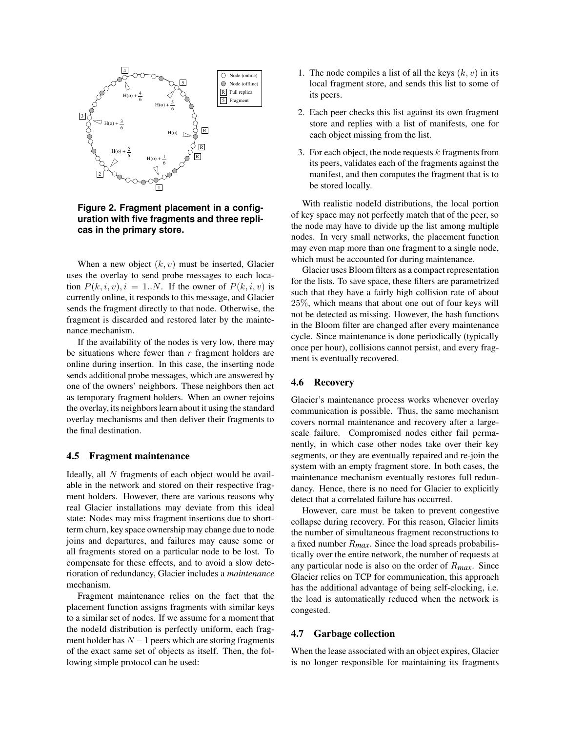**Figure 2. Fragment placement in a configuration with five fragments and three replicas in the primary store.**

When a new object $(k, v)$ must be inserted, Glacier uses the overlay to send probe messages to each location $P(k, i, v), i = 1..N$. If the owner of $P(k, i, v)$ is currently online, it responds to this message, and Glacier sends the fragment directly to that node. Otherwise, the fragment is discarded and restored later by the maintenance mechanism.

If the availability of the nodes is very low, there may be situations where fewer than $r$ fragment holders are online during insertion. In this case, the inserting node sends additional probe messages, which are answered by one of the owners' neighbors. These neighbors then act as temporary fragment holders. When an owner rejoins the overlay, its neighbors learn about it using the standard overlay mechanisms and then deliver their fragments to the final destination.

### 4.5 Fragment maintenance

Ideally, all $N$ fragments of each object would be available in the network and stored on their respective fragment holders. However, there are various reasons why real Glacier installations may deviate from this ideal state: Nodes may miss fragment insertions due to short-term churn, key space ownership may change due to node joins and departures, and failures may cause some or all fragments stored on a particular node to be lost. To compensate for these effects, and to avoid a slow deterioration of redundancy, Glacier includes a *maintenance* mechanism.

Fragment maintenance relies on the fact that the placement function assigns fragments with similar keys to a similar set of nodes. If we assume for a moment that the nodeId distribution is perfectly uniform, each fragment holder has $N - 1$ peers which are storing fragments of the exact same set of objects as itself. Then, the following simple protocol can be used:

1. The node compiles a list of all the keys $(k, v)$ in its local fragment store, and sends this list to some of its peers.
2. Each peer checks this list against its own fragment store and replies with a list of manifests, one for each object missing from the list.
3. For each object, the node requests $k$ fragments from its peers, validates each of the fragments against the manifest, and then computes the fragment that is to be stored locally.

With realistic nodeId distributions, the local portion of key space may not perfectly match that of the peer, so the node may have to divide up the list among multiple nodes. In very small networks, the placement function may even map more than one fragment to a single node, which must be accounted for during maintenance.

Glacier uses Bloom filters as a compact representation for the lists. To save space, these filters are parametrized such that they have a fairly high collision rate of about 25%, which means that about one out of four keys will not be detected as missing. However, the hash functions in the Bloom filter are changed after every maintenance cycle. Since maintenance is done periodically (typically once per hour), collisions cannot persist, and every fragment is eventually recovered.

### 4.6 Recovery

Glacier's maintenance process works whenever overlay communication is possible. Thus, the same mechanism covers normal maintenance and recovery after a large-scale failure. Compromised nodes either fail permanently, in which case other nodes take over their key segments, or they are eventually repaired and re-join the system with an empty fragment store. In both cases, the maintenance mechanism eventually restores full redundancy. Hence, there is no need for Glacier to explicitly detect that a correlated failure has occurred.

However, care must be taken to prevent congestive collapse during recovery. For this reason, Glacier limits the number of simultaneous fragment reconstructions to a fixed number $R_{max}$. Since the load spreads probabilistically over the entire network, the number of requests at any particular node is also on the order of $R_{max}$. Since Glacier relies on TCP for communication, this approach has the additional advantage of being self-clocking, i.e. the load is automatically reduced when the network is congested.

### 4.7 Garbage collection

When the lease associated with an object expires, Glacier is no longer responsible for maintaining its fragments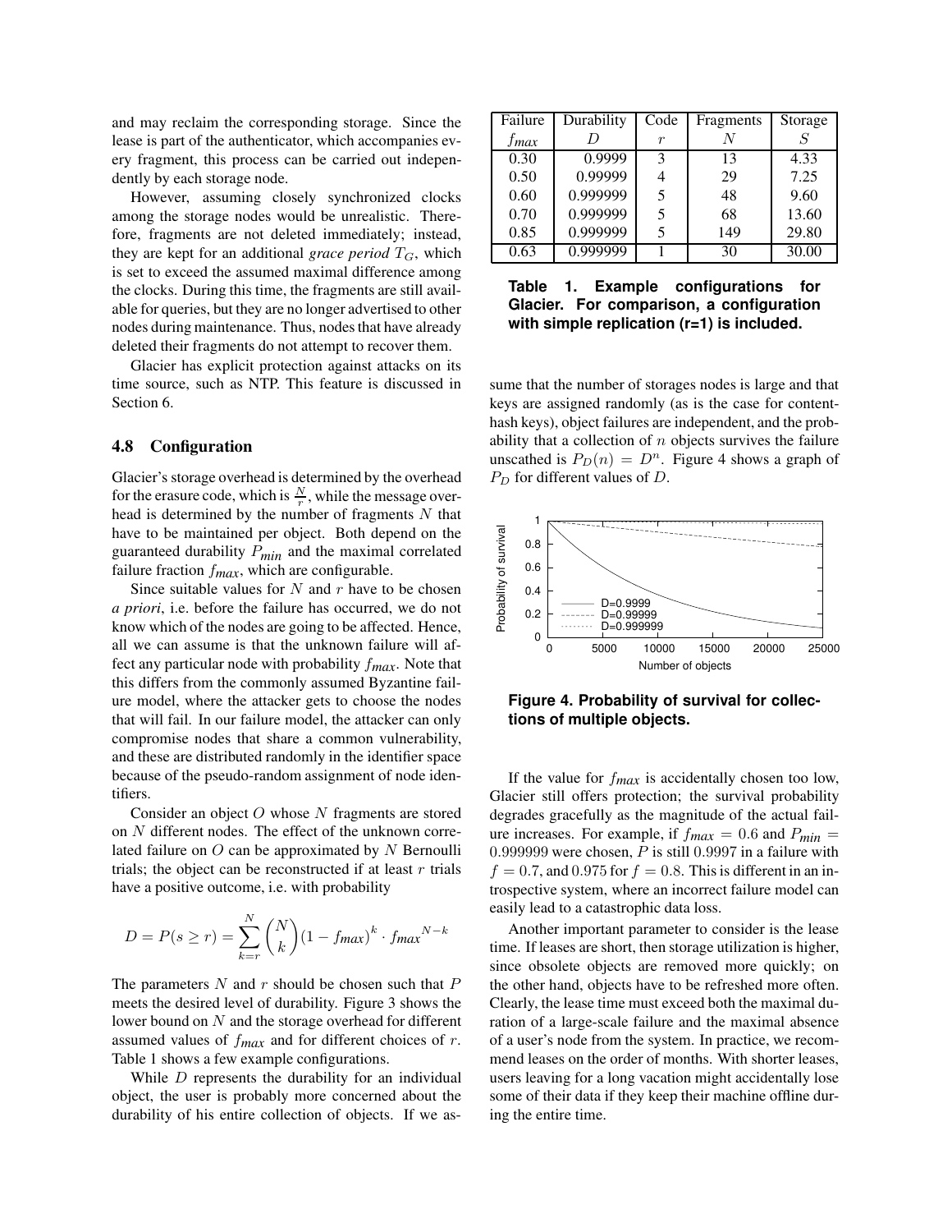and may reclaim the corresponding storage. Since the lease is part of the authenticator, which accompanies every fragment, this process can be carried out independently by each storage node.

However, assuming closely synchronized clocks among the storage nodes would be unrealistic. Therefore, fragments are not deleted immediately; instead, they are kept for an additional *grace period* $T_G$, which is set to exceed the assumed maximal difference among the clocks. During this time, the fragments are still available for queries, but they are no longer advertised to other nodes during maintenance. Thus, nodes that have already deleted their fragments do not attempt to recover them.

Glacier has explicit protection against attacks on its time source, such as NTP. This feature is discussed in Section 6.

### 4.8 Configuration

Glacier's storage overhead is determined by the overhead for the erasure code, which is $\frac{N}{r}$, while the message overhead is determined by the number of fragments $N$ that have to be maintained per object. Both depend on the guaranteed durability $P_{min}$ and the maximal correlated failure fraction $f_{max}$, which are configurable.

Since suitable values for $N$ and $r$ have to be chosen *a priori*, i.e. before the failure has occurred, we do not know which of the nodes are going to be affected. Hence, all we can assume is that the unknown failure will affect any particular node with probability $f_{max}$. Note that this differs from the commonly assumed Byzantine failure model, where the attacker gets to choose the nodes that will fail. In our failure model, the attacker can only compromise nodes that share a common vulnerability, and these are distributed randomly in the identifier space because of the pseudo-random assignment of node identifiers.

Consider an object $O$ whose $N$ fragments are stored on $N$ different nodes. The effect of the unknown correlated failure on $O$ can be approximated by $N$ Bernoulli trials; the object can be reconstructed if at least $r$ trials have a positive outcome, i.e. with probability

$$D = P(s \geq r) = \sum_{k=r}^{N} \binom{N}{k} (1 - f_{max})^k \cdot f_{max}^{\,N-k}$$

The parameters $N$ and $r$ should be chosen such that $P$ meets the desired level of durability. Figure 3 shows the lower bound on $N$ and the storage overhead for different assumed values of $f_{max}$ and for different choices of $r$. Table 1 shows a few example configurations.

| Failure $f_{max}$ | Durability $D$ | Code $r$ | Fragments $N$ | Storage $S$ |
|---|---|---|---|---|
| 0.30 | 0.9999 | 3 | 13 | 4.33 |
| 0.50 | 0.99999 | 4 | 29 | 7.25 |
| 0.60 | 0.999999 | 5 | 48 | 9.60 |
| 0.70 | 0.999999 | 5 | 68 | 13.60 |
| 0.85 | 0.999999 | 5 | 149 | 29.80 |
| 0.63 | 0.999999 | 1 | 30 | 30.00 |

**Table 1. Example configurations for Glacier. For comparison, a configuration with simple replication (r=1) is included.**

While $D$ represents the durability for an individual object, the user is probably more concerned about the durability of his entire collection of objects. If we assume that the number of storages nodes is large and that keys are assigned randomly (as is the case for content-hash keys), object failures are independent, and the probability that a collection of $n$ objects survives the failure unscathed is $P_D(n) = D^n$. Figure 4 shows a graph of $P_D$ for different values of $D$.

**Figure 4. Probability of survival for collections of multiple objects.**

If the value for $f_{max}$ is accidentally chosen too low, Glacier still offers protection; the survival probability degrades gracefully as the magnitude of the actual failure increases. For example, if $f_{max} = 0.6$ and $P_{min} = 0.999999$ were chosen, $P$ is still $0.9997$ in a failure with $f = 0.7$, and $0.975$ for $f = 0.8$. This is different in an introspective system, where an incorrect failure model can easily lead to a catastrophic data loss.

Another important parameter to consider is the lease time. If leases are short, then storage utilization is higher, since obsolete objects are removed more quickly; on the other hand, objects have to be refreshed more often. Clearly, the lease time must exceed both the maximal duration of a large-scale failure and the maximal absence of a user's node from the system. In practice, we recommend leases on the order of months. With shorter leases, users leaving for a long vacation might accidentally lose some of their data if they keep their machine offline during the entire time.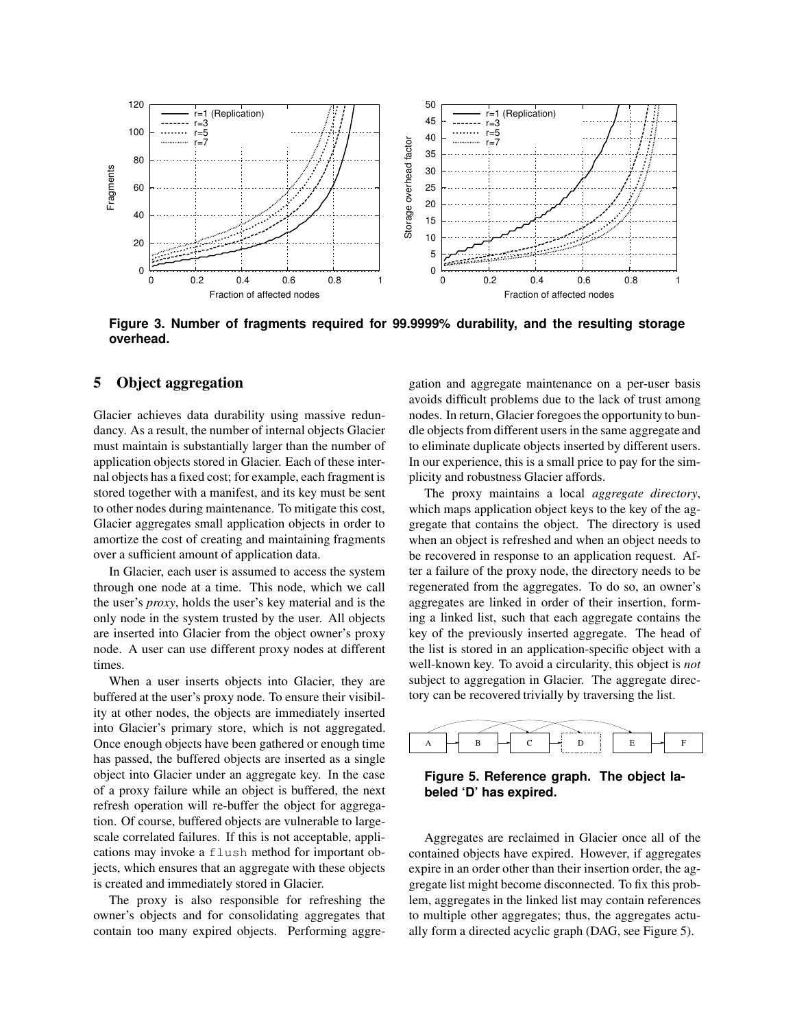Figure 3. Number of fragments required for 99.9999% durability, and the resulting storage overhead.

## 5 Object aggregation

Glacier achieves data durability using massive redundancy. As a result, the number of internal objects Glacier must maintain is substantially larger than the number of application objects stored in Glacier. Each of these internal objects has a fixed cost; for example, each fragment is stored together with a manifest, and its key must be sent to other nodes during maintenance. To mitigate this cost, Glacier aggregates small application objects in order to amortize the cost of creating and maintaining fragments over a sufficient amount of application data.

In Glacier, each user is assumed to access the system through one node at a time. This node, which we call the user's *proxy*, holds the user's key material and is the only node in the system trusted by the user. All objects are inserted into Glacier from the object owner's proxy node. A user can use different proxy nodes at different times.

When a user inserts objects into Glacier, they are buffered at the user's proxy node. To ensure their visibility at other nodes, the objects are immediately inserted into Glacier's primary store, which is not aggregated. Once enough objects have been gathered or enough time has passed, the buffered objects are inserted as a single object into Glacier under an aggregate key. In the case of a proxy failure while an object is buffered, the next refresh operation will re-buffer the object for aggregation. Of course, buffered objects are vulnerable to large-scale correlated failures. If this is not acceptable, applications may invoke a `flush` method for important objects, which ensures that an aggregate with these objects is created and immediately stored in Glacier.

The proxy is also responsible for refreshing the owner's objects and for consolidating aggregates that contain too many expired objects. Performing aggregation and aggregate maintenance on a per-user basis avoids difficult problems due to the lack of trust among nodes. In return, Glacier foregoes the opportunity to bundle objects from different users in the same aggregate and to eliminate duplicate objects inserted by different users. In our experience, this is a small price to pay for the simplicity and robustness Glacier affords.

The proxy maintains a local *aggregate directory*, which maps application object keys to the key of the aggregate that contains the object. The directory is used when an object is refreshed and when an object needs to be recovered in response to an application request. After a failure of the proxy node, the directory needs to be regenerated from the aggregates. To do so, an owner's aggregates are linked in order of their insertion, forming a linked list, such that each aggregate contains the key of the previously inserted aggregate. The head of the list is stored in an application-specific object with a well-known key. To avoid a circularity, this object is *not* subject to aggregation in Glacier. The aggregate directory can be recovered trivially by traversing the list.

Figure 5. Reference graph. The object labeled 'D' has expired.

Aggregates are reclaimed in Glacier once all of the contained objects have expired. However, if aggregates expire in an order other than their insertion order, the aggregate list might become disconnected. To fix this problem, aggregates in the linked list may contain references to multiple other aggregates; thus, the aggregates actually form a directed acyclic graph (DAG, see Figure 5).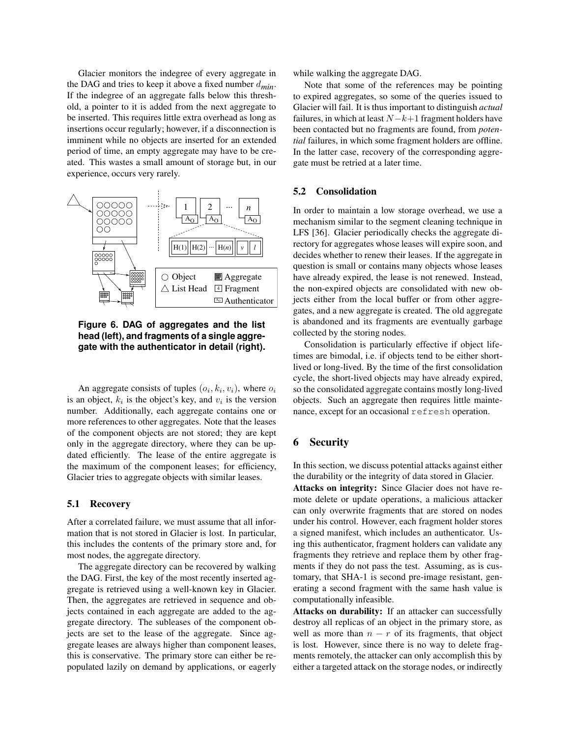Glacier monitors the indegree of every aggregate in the DAG and tries to keep it above a fixed number $d_{min}$. If the indegree of an aggregate falls below this threshold, a pointer to it is added from the next aggregate to be inserted. This requires little extra overhead as long as insertions occur regularly; however, if a disconnection is imminent while no objects are inserted for an extended period of time, an empty aggregate may have to be created. This wastes a small amount of storage but, in our experience, occurs very rarely.

**Figure 6. DAG of aggregates and the list head (left), and fragments of a single aggregate with the authenticator in detail (right).**

An aggregate consists of tuples $(o_i, k_i, v_i)$, where $o_i$ is an object, $k_i$ is the object's key, and $v_i$ is the version number. Additionally, each aggregate contains one or more references to other aggregates. Note that the leases of the component objects are not stored; they are kept only in the aggregate directory, where they can be updated efficiently. The lease of the entire aggregate is the maximum of the component leases; for efficiency, Glacier tries to aggregate objects with similar leases.

### 5.1 Recovery

After a correlated failure, we must assume that all information that is not stored in Glacier is lost. In particular, this includes the contents of the primary store and, for most nodes, the aggregate directory.

The aggregate directory can be recovered by walking the DAG. First, the key of the most recently inserted aggregate is retrieved using a well-known key in Glacier. Then, the aggregates are retrieved in sequence and objects contained in each aggregate are added to the aggregate directory. The subleases of the component objects are set to the lease of the aggregate. Since aggregate leases are always higher than component leases, this is conservative. The primary store can either be repopulated lazily on demand by applications, or eagerly while walking the aggregate DAG.

Note that some of the references may be pointing to expired aggregates, so some of the queries issued to Glacier will fail. It is thus important to distinguish *actual* failures, in which at least $N-k+1$ fragment holders have been contacted but no fragments are found, from *potential* failures, in which some fragment holders are offline. In the latter case, recovery of the corresponding aggregate must be retried at a later time.

### 5.2 Consolidation

In order to maintain a low storage overhead, we use a mechanism similar to the segment cleaning technique in LFS [36]. Glacier periodically checks the aggregate directory for aggregates whose leases will expire soon, and decides whether to renew their leases. If the aggregate in question is small or contains many objects whose leases have already expired, the lease is not renewed. Instead, the non-expired objects are consolidated with new objects either from the local buffer or from other aggregates, and a new aggregate is created. The old aggregate is abandoned and its fragments are eventually garbage collected by the storing nodes.

Consolidation is particularly effective if object lifetimes are bimodal, i.e. if objects tend to be either short-lived or long-lived. By the time of the first consolidation cycle, the short-lived objects may have already expired, so the consolidated aggregate contains mostly long-lived objects. Such an aggregate then requires little maintenance, except for an occasional `refresh` operation.

## 6 Security

In this section, we discuss potential attacks against either the durability or the integrity of data stored in Glacier.

**Attacks on integrity:** Since Glacier does not have remote delete or update operations, a malicious attacker can only overwrite fragments that are stored on nodes under his control. However, each fragment holder stores a signed manifest, which includes an authenticator. Using this authenticator, fragment holders can validate any fragments they retrieve and replace them by other fragments if they do not pass the test. Assuming, as is customary, that SHA-1 is second pre-image resistant, generating a second fragment with the same hash value is computationally infeasible.

**Attacks on durability:** If an attacker can successfully destroy all replicas of an object in the primary store, as well as more than $n - r$ of its fragments, that object is lost. However, since there is no way to delete fragments remotely, the attacker can only accomplish this by either a targeted attack on the storage nodes, or indirectly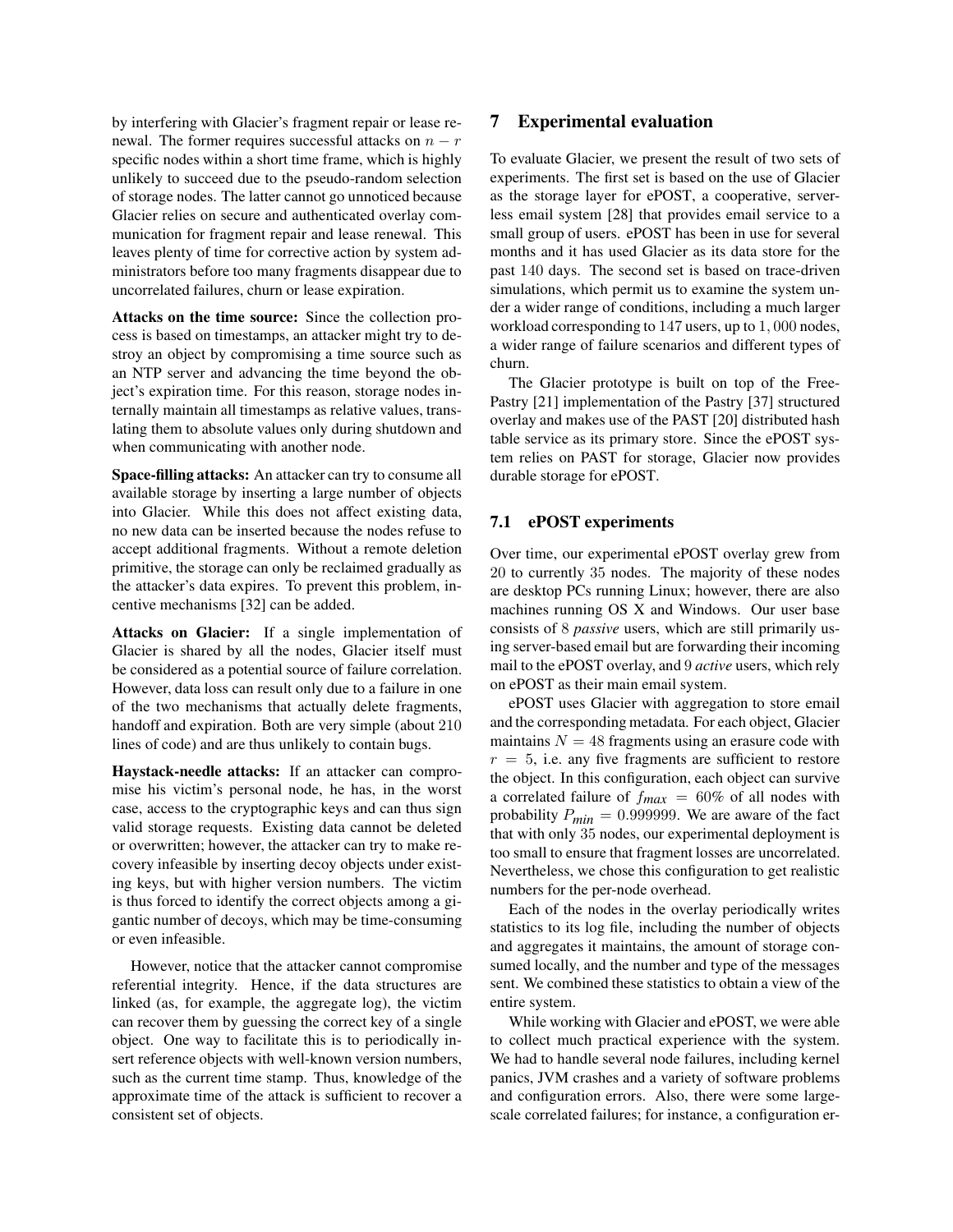by interfering with Glacier's fragment repair or lease renewal. The former requires successful attacks on $n - r$ specific nodes within a short time frame, which is highly unlikely to succeed due to the pseudo-random selection of storage nodes. The latter cannot go unnoticed because Glacier relies on secure and authenticated overlay communication for fragment repair and lease renewal. This leaves plenty of time for corrective action by system administrators before too many fragments disappear due to uncorrelated failures, churn or lease expiration.

**Attacks on the time source:** Since the collection process is based on timestamps, an attacker might try to destroy an object by compromising a time source such as an NTP server and advancing the time beyond the object's expiration time. For this reason, storage nodes internally maintain all timestamps as relative values, translating them to absolute values only during shutdown and when communicating with another node.

**Space-filling attacks:** An attacker can try to consume all available storage by inserting a large number of objects into Glacier. While this does not affect existing data, no new data can be inserted because the nodes refuse to accept additional fragments. Without a remote deletion primitive, the storage can only be reclaimed gradually as the attacker's data expires. To prevent this problem, incentive mechanisms [32] can be added.

**Attacks on Glacier:** If a single implementation of Glacier is shared by all the nodes, Glacier itself must be considered as a potential source of failure correlation. However, data loss can result only due to a failure in one of the two mechanisms that actually delete fragments, handoff and expiration. Both are very simple (about 210 lines of code) and are thus unlikely to contain bugs.

**Haystack-needle attacks:** If an attacker can compromise his victim's personal node, he has, in the worst case, access to the cryptographic keys and can thus sign valid storage requests. Existing data cannot be deleted or overwritten; however, the attacker can try to make recovery infeasible by inserting decoy objects under existing keys, but with higher version numbers. The victim is thus forced to identify the correct objects among a gigantic number of decoys, which may be time-consuming or even infeasible.

However, notice that the attacker cannot compromise referential integrity. Hence, if the data structures are linked (as, for example, the aggregate log), the victim can recover them by guessing the correct key of a single object. One way to facilitate this is to periodically insert reference objects with well-known version numbers, such as the current time stamp. Thus, knowledge of the approximate time of the attack is sufficient to recover a consistent set of objects.

## 7 Experimental evaluation

To evaluate Glacier, we present the result of two sets of experiments. The first set is based on the use of Glacier as the storage layer for ePOST, a cooperative, serverless email system [28] that provides email service to a small group of users. ePOST has been in use for several months and it has used Glacier as its data store for the past 140 days. The second set is based on trace-driven simulations, which permit us to examine the system under a wider range of conditions, including a much larger workload corresponding to 147 users, up to 1,000 nodes, a wider range of failure scenarios and different types of churn.

The Glacier prototype is built on top of the FreePastry [21] implementation of the Pastry [37] structured overlay and makes use of the PAST [20] distributed hash table service as its primary store. Since the ePOST system relies on PAST for storage, Glacier now provides durable storage for ePOST.

### 7.1 ePOST experiments

Over time, our experimental ePOST overlay grew from 20 to currently 35 nodes. The majority of these nodes are desktop PCs running Linux; however, there are also machines running OS X and Windows. Our user base consists of 8 *passive* users, which are still primarily using server-based email but are forwarding their incoming mail to the ePOST overlay, and 9 *active* users, which rely on ePOST as their main email system.

ePOST uses Glacier with aggregation to store email and the corresponding metadata. For each object, Glacier maintains $N = 48$ fragments using an erasure code with $r = 5$, i.e. any five fragments are sufficient to restore the object. In this configuration, each object can survive a correlated failure of $f_{max} = 60\%$ of all nodes with probability $P_{min} = 0.999999$. We are aware of the fact that with only 35 nodes, our experimental deployment is too small to ensure that fragment losses are uncorrelated. Nevertheless, we chose this configuration to get realistic numbers for the per-node overhead.

Each of the nodes in the overlay periodically writes statistics to its log file, including the number of objects and aggregates it maintains, the amount of storage consumed locally, and the number and type of the messages sent. We combined these statistics to obtain a view of the entire system.

While working with Glacier and ePOST, we were able to collect much practical experience with the system. We had to handle several node failures, including kernel panics, JVM crashes and a variety of software problems and configuration errors. Also, there were some large-scale correlated failures; for instance, a configuration er-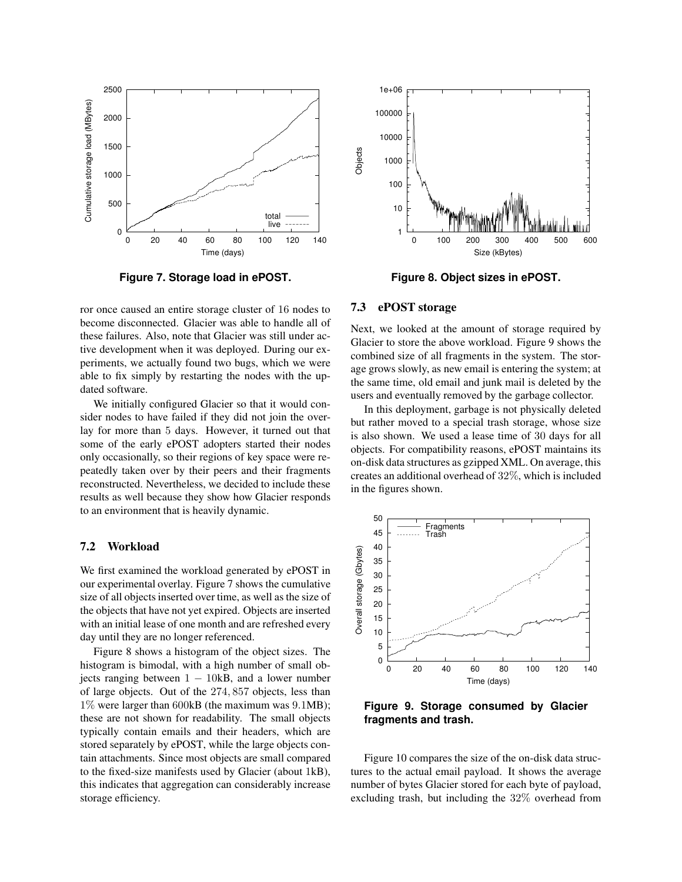**Figure 7. Storage load in ePOST.**

**Figure 8. Object sizes in ePOST.**

ror once caused an entire storage cluster of 16 nodes to become disconnected. Glacier was able to handle all of these failures. Also, note that Glacier was still under active development when it was deployed. During our experiments, we actually found two bugs, which we were able to fix simply by restarting the nodes with the updated software.

We initially configured Glacier so that it would consider nodes to have failed if they did not join the overlay for more than 5 days. However, it turned out that some of the early ePOST adopters started their nodes only occasionally, so their regions of key space were repeatedly taken over by their peers and their fragments reconstructed. Nevertheless, we decided to include these results as well because they show how Glacier responds to an environment that is heavily dynamic.

### 7.2 Workload

We first examined the workload generated by ePOST in our experimental overlay. Figure 7 shows the cumulative size of all objects inserted over time, as well as the size of the objects that have not yet expired. Objects are inserted with an initial lease of one month and are refreshed every day until they are no longer referenced.

Figure 8 shows a histogram of the object sizes. The histogram is bimodal, with a high number of small objects ranging between $1 - 10$kB, and a lower number of large objects. Out of the 274,857 objects, less than 1% were larger than 600kB (the maximum was 9.1MB); these are not shown for readability. The small objects typically contain emails and their headers, which are stored separately by ePOST, while the large objects contain attachments. Since most objects are small compared to the fixed-size manifests used by Glacier (about 1kB), this indicates that aggregation can considerably increase storage efficiency.

### 7.3 ePOST storage

Next, we looked at the amount of storage required by Glacier to store the above workload. Figure 9 shows the combined size of all fragments in the system. The storage grows slowly, as new email is entering the system; at the same time, old email and junk mail is deleted by the users and eventually removed by the garbage collector.

In this deployment, garbage is not physically deleted but rather moved to a special trash storage, whose size is also shown. We used a lease time of 30 days for all objects. For compatibility reasons, ePOST maintains its on-disk data structures as gzipped XML. On average, this creates an additional overhead of 32%, which is included in the figures shown.

**Figure 9. Storage consumed by Glacier fragments and trash.**

Figure 10 compares the size of the on-disk data structures to the actual email payload. It shows the average number of bytes Glacier stored for each byte of payload, excluding trash, but including the 32% overhead from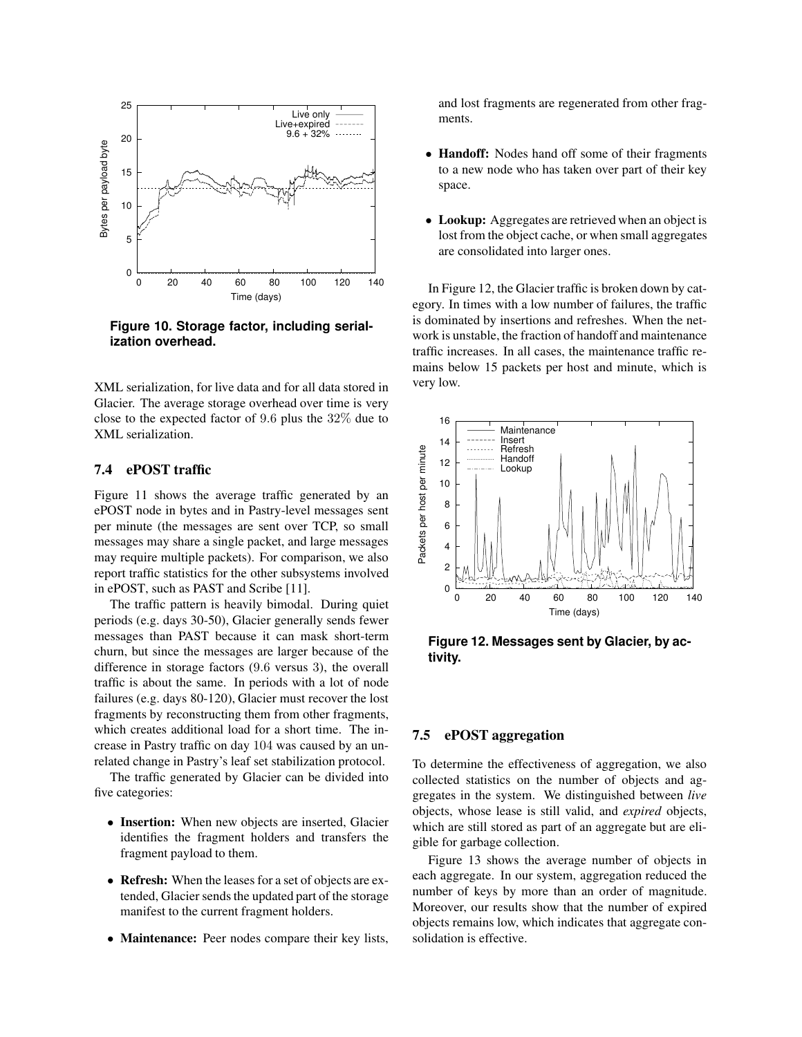Figure 10. Storage factor, including serialization overhead.

XML serialization, for live data and for all data stored in Glacier. The average storage overhead over time is very close to the expected factor of $9.6$ plus the $32\%$ due to XML serialization.

### 7.4 ePOST traffic

Figure 11 shows the average traffic generated by an ePOST node in bytes and in Pastry-level messages sent per minute (the messages are sent over TCP, so small messages may share a single packet, and large messages may require multiple packets). For comparison, we also report traffic statistics for the other subsystems involved in ePOST, such as PAST and Scribe [11].

The traffic pattern is heavily bimodal. During quiet periods (e.g. days 30-50), Glacier generally sends fewer messages than PAST because it can mask short-term churn, but since the messages are larger because of the difference in storage factors ($9.6$ versus $3$), the overall traffic is about the same. In periods with a lot of node failures (e.g. days 80-120), Glacier must recover the lost fragments by reconstructing them from other fragments, which creates additional load for a short time. The increase in Pastry traffic on day $104$ was caused by an unrelated change in Pastry's leaf set stabilization protocol.

The traffic generated by Glacier can be divided into five categories:

- **Insertion:** When new objects are inserted, Glacier identifies the fragment holders and transfers the fragment payload to them.
- **Refresh:** When the leases for a set of objects are extended, Glacier sends the updated part of the storage manifest to the current fragment holders.
- **Maintenance:** Peer nodes compare their key lists, and lost fragments are regenerated from other fragments.
- **Handoff:** Nodes hand off some of their fragments to a new node who has taken over part of their key space.
- **Lookup:** Aggregates are retrieved when an object is lost from the object cache, or when small aggregates are consolidated into larger ones.

In Figure 12, the Glacier traffic is broken down by category. In times with a low number of failures, the traffic is dominated by insertions and refreshes. When the network is unstable, the fraction of handoff and maintenance traffic increases. In all cases, the maintenance traffic remains below 15 packets per host and minute, which is very low.

Figure 12. Messages sent by Glacier, by activity.

### 7.5 ePOST aggregation

To determine the effectiveness of aggregation, we also collected statistics on the number of objects and aggregates in the system. We distinguished between *live* objects, whose lease is still valid, and *expired* objects, which are still stored as part of an aggregate but are eligible for garbage collection.

Figure 13 shows the average number of objects in each aggregate. In our system, aggregation reduced the number of keys by more than an order of magnitude. Moreover, our results show that the number of expired objects remains low, which indicates that aggregate consolidation is effective.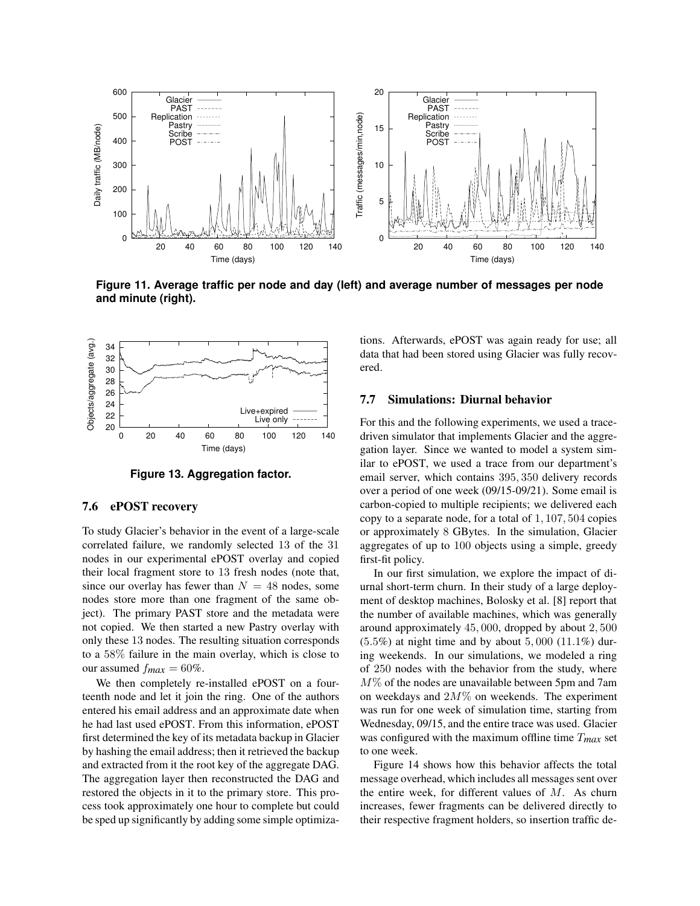**Figure 11. Average traffic per node and day (left) and average number of messages per node and minute (right).**

**Figure 13. Aggregation factor.**

### 7.6 ePOST recovery

To study Glacier's behavior in the event of a large-scale correlated failure, we randomly selected 13 of the 31 nodes in our experimental ePOST overlay and copied their local fragment store to 13 fresh nodes (note that, since our overlay has fewer than $N = 48$ nodes, some nodes store more than one fragment of the same object). The primary PAST store and the metadata were not copied. We then started a new Pastry overlay with only these 13 nodes. The resulting situation corresponds to a 58% failure in the main overlay, which is close to our assumed $f_{max} = 60\%$.

We then completely re-installed ePOST on a fourteenth node and let it join the ring. One of the authors entered his email address and an approximate date when he had last used ePOST. From this information, ePOST first determined the key of its metadata backup in Glacier by hashing the email address; then it retrieved the backup and extracted from it the root key of the aggregate DAG. The aggregation layer then reconstructed the DAG and restored the objects in it to the primary store. This process took approximately one hour to complete but could be sped up significantly by adding some simple optimizations. Afterwards, ePOST was again ready for use; all data that had been stored using Glacier was fully recovered.

### 7.7 Simulations: Diurnal behavior

For this and the following experiments, we used a trace-driven simulator that implements Glacier and the aggregation layer. Since we wanted to model a system similar to ePOST, we used a trace from our department's email server, which contains 395,350 delivery records over a period of one week (09/15-09/21). Some email is carbon-copied to multiple recipients; we delivered each copy to a separate node, for a total of 1,107,504 copies or approximately 8 GBytes. In the simulation, Glacier aggregates of up to 100 objects using a simple, greedy first-fit policy.

In our first simulation, we explore the impact of diurnal short-term churn. In their study of a large deployment of desktop machines, Bolosky et al. [8] report that the number of available machines, which was generally around approximately 45,000, dropped by about 2,500 (5.5%) at night time and by about 5,000 (11.1%) during weekends. In our simulations, we modeled a ring of 250 nodes with the behavior from the study, where $M\%$ of the nodes are unavailable between 5pm and 7am on weekdays and $2M\%$ on weekends. The experiment was run for one week of simulation time, starting from Wednesday, 09/15, and the entire trace was used. Glacier was configured with the maximum offline time $T_{max}$ set to one week.

Figure 14 shows how this behavior affects the total message overhead, which includes all messages sent over the entire week, for different values of $M$. As churn increases, fewer fragments can be delivered directly to their respective fragment holders, so insertion traffic de-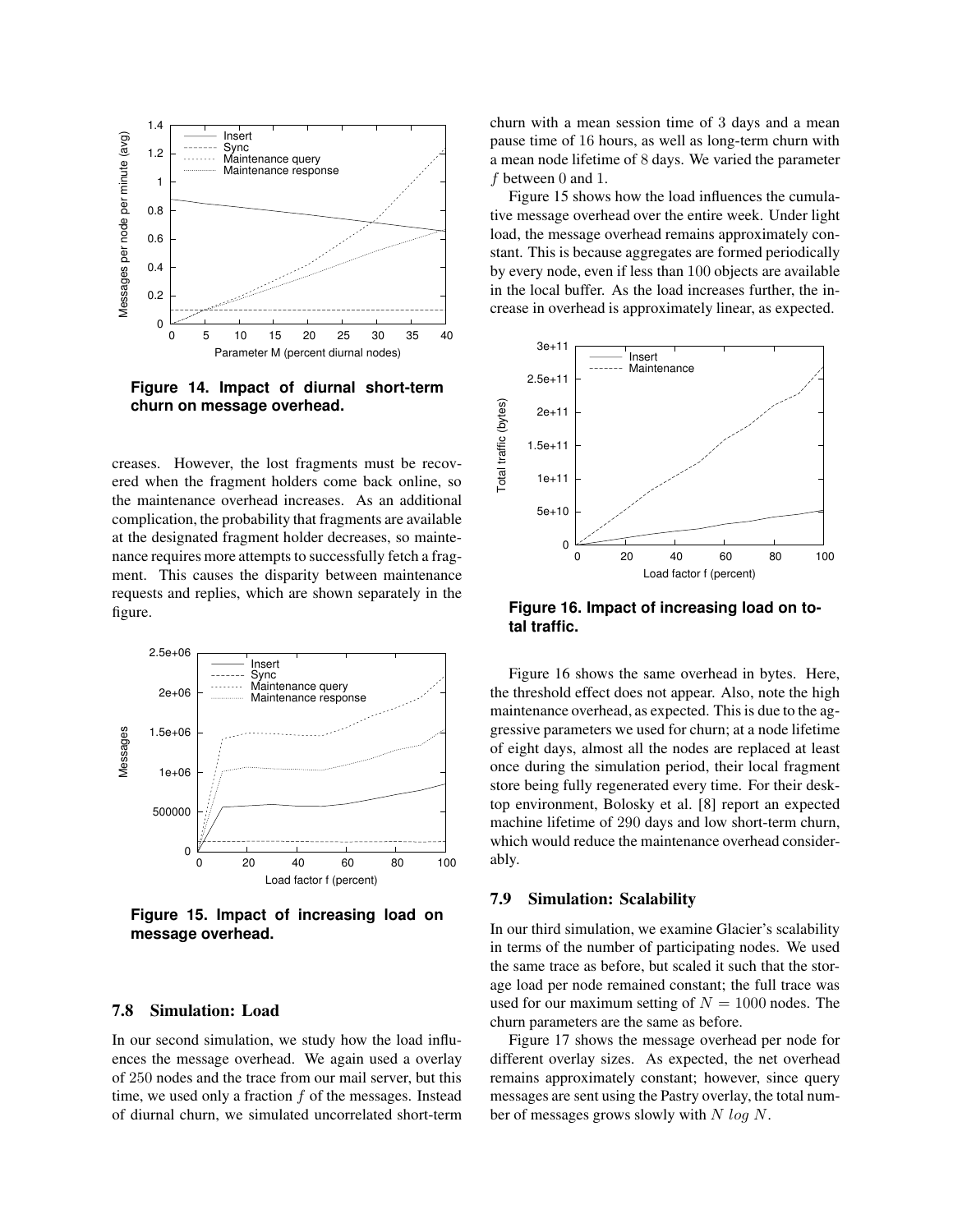Figure 14. Impact of diurnal short-term churn on message overhead.

creases. However, the lost fragments must be recovered when the fragment holders come back online, so the maintenance overhead increases. As an additional complication, the probability that fragments are available at the designated fragment holder decreases, so maintenance requires more attempts to successfully fetch a fragment. This causes the disparity between maintenance requests and replies, which are shown separately in the figure.

Figure 15. Impact of increasing load on message overhead.

### 7.8 Simulation: Load

In our second simulation, we study how the load influences the message overhead. We again used a overlay of 250 nodes and the trace from our mail server, but this time, we used only a fraction $f$ of the messages. Instead of diurnal churn, we simulated uncorrelated short-term churn with a mean session time of 3 days and a mean pause time of 16 hours, as well as long-term churn with a mean node lifetime of 8 days. We varied the parameter $f$ between 0 and 1.

Figure 15 shows how the load influences the cumulative message overhead over the entire week. Under light load, the message overhead remains approximately constant. This is because aggregates are formed periodically by every node, even if less than 100 objects are available in the local buffer. As the load increases further, the increase in overhead is approximately linear, as expected.

Figure 16. Impact of increasing load on total traffic.

Figure 16 shows the same overhead in bytes. Here, the threshold effect does not appear. Also, note the high maintenance overhead, as expected. This is due to the aggressive parameters we used for churn; at a node lifetime of eight days, almost all the nodes are replaced at least once during the simulation period, their local fragment store being fully regenerated every time. For their desktop environment, Bolosky et al. [8] report an expected machine lifetime of 290 days and low short-term churn, which would reduce the maintenance overhead considerably.

### 7.9 Simulation: Scalability

In our third simulation, we examine Glacier's scalability in terms of the number of participating nodes. We used the same trace as before, but scaled it such that the storage load per node remained constant; the full trace was used for our maximum setting of $N = 1000$ nodes. The churn parameters are the same as before.

Figure 17 shows the message overhead per node for different overlay sizes. As expected, the net overhead remains approximately constant; however, since query messages are sent using the Pastry overlay, the total number of messages grows slowly with $N\ log\ N$.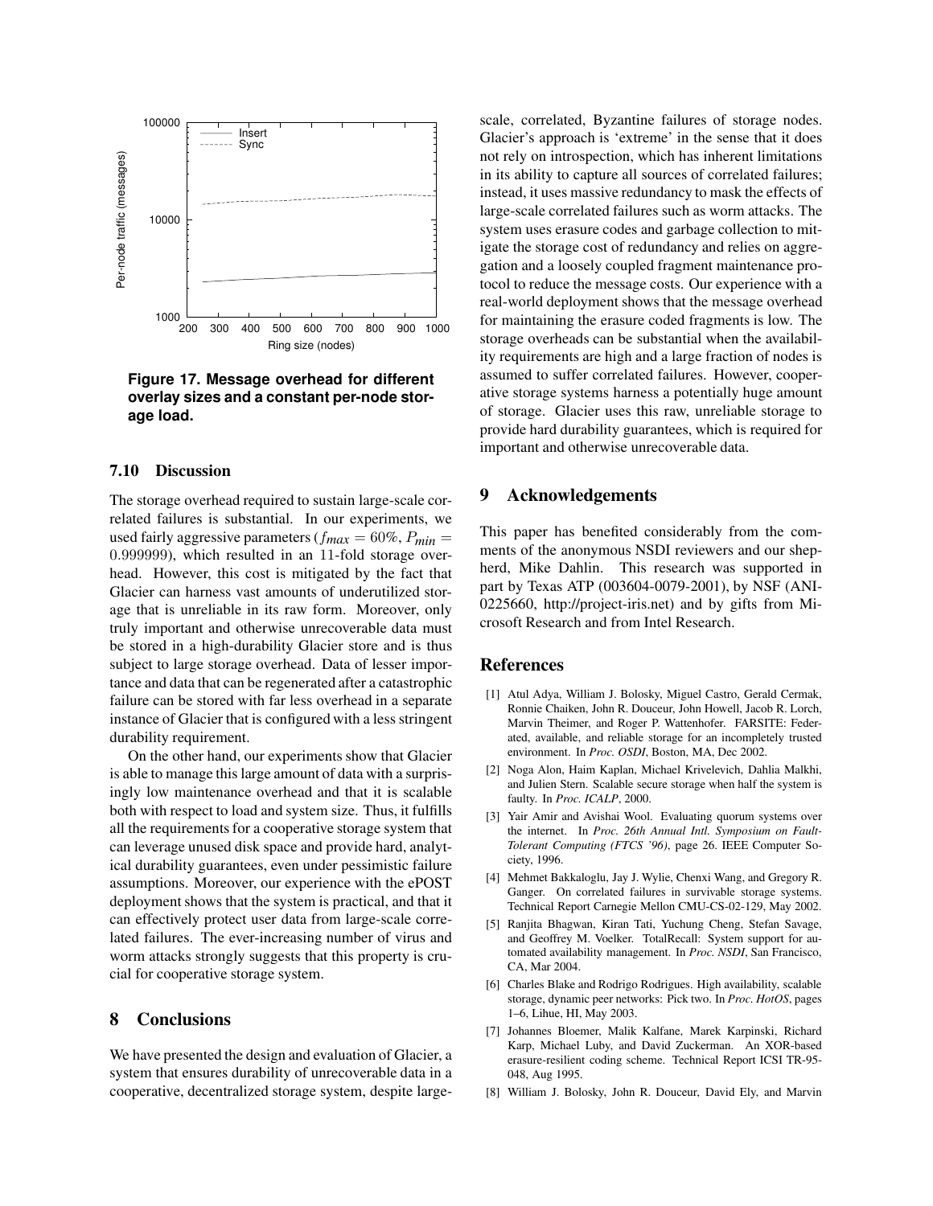Figure 17. Message overhead for different overlay sizes and a constant per-node storage load.

### 7.10 Discussion

The storage overhead required to sustain large-scale correlated failures is substantial. In our experiments, we used fairly aggressive parameters ($f_{max} = 60\%$, $P_{min} = 0.999999$), which resulted in an 11-fold storage overhead. However, this cost is mitigated by the fact that Glacier can harness vast amounts of underutilized storage that is unreliable in its raw form. Moreover, only truly important and otherwise unrecoverable data must be stored in a high-durability Glacier store and is thus subject to large storage overhead. Data of lesser importance and data that can be regenerated after a catastrophic failure can be stored with far less overhead in a separate instance of Glacier that is configured with a less stringent durability requirement.

On the other hand, our experiments show that Glacier is able to manage this large amount of data with a surprisingly low maintenance overhead and that it is scalable both with respect to load and system size. Thus, it fulfills all the requirements for a cooperative storage system that can leverage unused disk space and provide hard, analytical durability guarantees, even under pessimistic failure assumptions. Moreover, our experience with the ePOST deployment shows that the system is practical, and that it can effectively protect user data from large-scale correlated failures. The ever-increasing number of virus and worm attacks strongly suggests that this property is crucial for cooperative storage system.

## 8 Conclusions

We have presented the design and evaluation of Glacier, a system that ensures durability of unrecoverable data in a cooperative, decentralized storage system, despite large-scale, correlated, Byzantine failures of storage nodes. Glacier's approach is 'extreme' in the sense that it does not rely on introspection, which has inherent limitations in its ability to capture all sources of correlated failures; instead, it uses massive redundancy to mask the effects of large-scale correlated failures such as worm attacks. The system uses erasure codes and garbage collection to mitigate the storage cost of redundancy and relies on aggregation and a loosely coupled fragment maintenance protocol to reduce the message costs. Our experience with a real-world deployment shows that the message overhead for maintaining the erasure coded fragments is low. The storage overheads can be substantial when the availability requirements are high and a large fraction of nodes is assumed to suffer correlated failures. However, cooperative storage systems harness a potentially huge amount of storage. Glacier uses this raw, unreliable storage to provide hard durability guarantees, which is required for important and otherwise unrecoverable data.

## 9 Acknowledgements

This paper has benefited considerably from the comments of the anonymous NSDI reviewers and our shepherd, Mike Dahlin. This research was supported in part by Texas ATP (003604-0079-2001), by NSF (ANI-0225660, http://project-iris.net) and by gifts from Microsoft Research and from Intel Research.

## References

[1] Atul Adya, William J. Bolosky, Miguel Castro, Gerald Cermak, Ronnie Chaiken, John R. Douceur, John Howell, Jacob R. Lorch, Marvin Theimer, and Roger P. Wattenhofer. FARSITE: Federated, available, and reliable storage for an incompletely trusted environment. In *Proc. OSDI*, Boston, MA, Dec 2002.

[2] Noga Alon, Haim Kaplan, Michael Krivelevich, Dahlia Malkhi, and Julien Stern. Scalable secure storage when half the system is faulty. In *Proc. ICALP*, 2000.

[3] Yair Amir and Avishai Wool. Evaluating quorum systems over the internet. In *Proc. 26th Annual Intl. Symposium on Fault-Tolerant Computing (FTCS '96)*, page 26. IEEE Computer Society, 1996.

[4] Mehmet Bakkaloglu, Jay J. Wylie, Chenxi Wang, and Gregory R. Ganger. On correlated failures in survivable storage systems. Technical Report Carnegie Mellon CMU-CS-02-129, May 2002.

[5] Ranjita Bhagwan, Kiran Tati, Yuchung Cheng, Stefan Savage, and Geoffrey M. Voelker. TotalRecall: System support for automated availability management. In *Proc. NSDI*, San Francisco, CA, Mar 2004.

[6] Charles Blake and Rodrigo Rodrigues. High availability, scalable storage, dynamic peer networks: Pick two. In *Proc. HotOS*, pages 1–6, Lihue, HI, May 2003.

[7] Johannes Bloemer, Malik Kalfane, Marek Karpinski, Richard Karp, Michael Luby, and David Zuckerman. An XOR-based erasure-resilient coding scheme. Technical Report ICSI TR-95-048, Aug 1995.

[8] William J. Bolosky, John R. Douceur, David Ely, and Marvin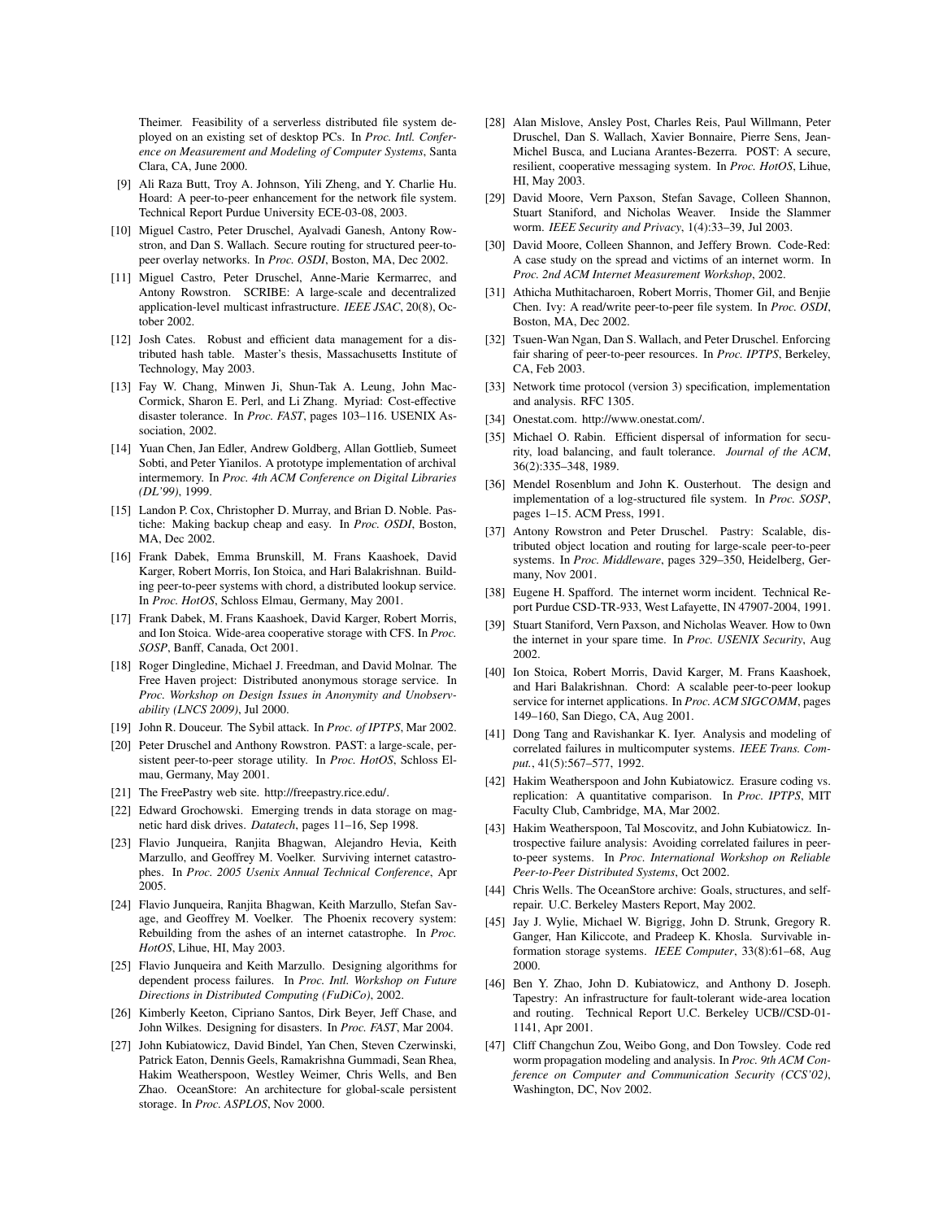Theimer. Feasibility of a serverless distributed file system deployed on an existing set of desktop PCs. In *Proc. Intl. Conference on Measurement and Modeling of Computer Systems*, Santa Clara, CA, June 2000.

[9] Ali Raza Butt, Troy A. Johnson, Yili Zheng, and Y. Charlie Hu. Hoard: A peer-to-peer enhancement for the network file system. Technical Report Purdue University ECE-03-08, 2003.

[10] Miguel Castro, Peter Druschel, Ayalvadi Ganesh, Antony Rowstron, and Dan S. Wallach. Secure routing for structured peer-to-peer overlay networks. In *Proc. OSDI*, Boston, MA, Dec 2002.

[11] Miguel Castro, Peter Druschel, Anne-Marie Kermarrec, and Antony Rowstron. SCRIBE: A large-scale and decentralized application-level multicast infrastructure. *IEEE JSAC*, 20(8), October 2002.

[12] Josh Cates. Robust and efficient data management for a distributed hash table. Master's thesis, Massachusetts Institute of Technology, May 2003.

[13] Fay W. Chang, Minwen Ji, Shun-Tak A. Leung, John MacCormick, Sharon E. Perl, and Li Zhang. Myriad: Cost-effective disaster tolerance. In *Proc. FAST*, pages 103–116. USENIX Association, 2002.

[14] Yuan Chen, Jan Edler, Andrew Goldberg, Allan Gottlieb, Sumeet Sobti, and Peter Yianilos. A prototype implementation of archival intermemory. In *Proc. 4th ACM Conference on Digital Libraries (DL'99)*, 1999.

[15] Landon P. Cox, Christopher D. Murray, and Brian D. Noble. Pastiche: Making backup cheap and easy. In *Proc. OSDI*, Boston, MA, Dec 2002.

[16] Frank Dabek, Emma Brunskill, M. Frans Kaashoek, David Karger, Robert Morris, Ion Stoica, and Hari Balakrishnan. Building peer-to-peer systems with chord, a distributed lookup service. In *Proc. HotOS*, Schloss Elmau, Germany, May 2001.

[17] Frank Dabek, M. Frans Kaashoek, David Karger, Robert Morris, and Ion Stoica. Wide-area cooperative storage with CFS. In *Proc. SOSP*, Banff, Canada, Oct 2001.

[18] Roger Dingledine, Michael J. Freedman, and David Molnar. The Free Haven project: Distributed anonymous storage service. In *Proc. Workshop on Design Issues in Anonymity and Unobservability (LNCS 2009)*, Jul 2000.

[19] John R. Douceur. The Sybil attack. In *Proc. of IPTPS*, Mar 2002.

[20] Peter Druschel and Anthony Rowstron. PAST: a large-scale, persistent peer-to-peer storage utility. In *Proc. HotOS*, Schloss Elmau, Germany, May 2001.

[21] The FreePastry web site. http://freepastry.rice.edu/.

[22] Edward Grochowski. Emerging trends in data storage on magnetic hard disk drives. *Datatech*, pages 11–16, Sep 1998.

[23] Flavio Junqueira, Ranjita Bhagwan, Alejandro Hevia, Keith Marzullo, and Geoffrey M. Voelker. Surviving internet catastrophes. In *Proc. 2005 Usenix Annual Technical Conference*, Apr 2005.

[24] Flavio Junqueira, Ranjita Bhagwan, Keith Marzullo, Stefan Savage, and Geoffrey M. Voelker. The Phoenix recovery system: Rebuilding from the ashes of an internet catastrophe. In *Proc. HotOS*, Lihue, HI, May 2003.

[25] Flavio Junqueira and Keith Marzullo. Designing algorithms for dependent process failures. In *Proc. Intl. Workshop on Future Directions in Distributed Computing (FuDiCo)*, 2002.

[26] Kimberly Keeton, Cipriano Santos, Dirk Beyer, Jeff Chase, and John Wilkes. Designing for disasters. In *Proc. FAST*, Mar 2004.

[27] John Kubiatowicz, David Bindel, Yan Chen, Steven Czerwinski, Patrick Eaton, Dennis Geels, Ramakrishna Gummadi, Sean Rhea, Hakim Weatherspoon, Westley Weimer, Chris Wells, and Ben Zhao. OceanStore: An architecture for global-scale persistent storage. In *Proc. ASPLOS*, Nov 2000.

[28] Alan Mislove, Ansley Post, Charles Reis, Paul Willmann, Peter Druschel, Dan S. Wallach, Xavier Bonnaire, Pierre Sens, Jean-Michel Busca, and Luciana Arantes-Bezerra. POST: A secure, resilient, cooperative messaging system. In *Proc. HotOS*, Lihue, HI, May 2003.

[29] David Moore, Vern Paxson, Stefan Savage, Colleen Shannon, Stuart Staniford, and Nicholas Weaver. Inside the Slammer worm. *IEEE Security and Privacy*, 1(4):33–39, Jul 2003.

[30] David Moore, Colleen Shannon, and Jeffery Brown. Code-Red: A case study on the spread and victims of an internet worm. In *Proc. 2nd ACM Internet Measurement Workshop*, 2002.

[31] Athicha Muthitacharoen, Robert Morris, Thomer Gil, and Benjie Chen. Ivy: A read/write peer-to-peer file system. In *Proc. OSDI*, Boston, MA, Dec 2002.

[32] Tsuen-Wan Ngan, Dan S. Wallach, and Peter Druschel. Enforcing fair sharing of peer-to-peer resources. In *Proc. IPTPS*, Berkeley, CA, Feb 2003.

[33] Network time protocol (version 3) specification, implementation and analysis. RFC 1305.

[34] Onestat.com. http://www.onestat.com/.

[35] Michael O. Rabin. Efficient dispersal of information for security, load balancing, and fault tolerance. *Journal of the ACM*, 36(2):335–348, 1989.

[36] Mendel Rosenblum and John K. Ousterhout. The design and implementation of a log-structured file system. In *Proc. SOSP*, pages 1–15. ACM Press, 1991.

[37] Antony Rowstron and Peter Druschel. Pastry: Scalable, distributed object location and routing for large-scale peer-to-peer systems. In *Proc. Middleware*, pages 329–350, Heidelberg, Germany, Nov 2001.

[38] Eugene H. Spafford. The internet worm incident. Technical Report Purdue CSD-TR-933, West Lafayette, IN 47907-2004, 1991.

[39] Stuart Staniford, Vern Paxson, and Nicholas Weaver. How to 0wn the internet in your spare time. In *Proc. USENIX Security*, Aug 2002.

[40] Ion Stoica, Robert Morris, David Karger, M. Frans Kaashoek, and Hari Balakrishnan. Chord: A scalable peer-to-peer lookup service for internet applications. In *Proc. ACM SIGCOMM*, pages 149–160, San Diego, CA, Aug 2001.

[41] Dong Tang and Ravishankar K. Iyer. Analysis and modeling of correlated failures in multicomputer systems. *IEEE Trans. Comput.*, 41(5):567–577, 1992.

[42] Hakim Weatherspoon and John Kubiatowicz. Erasure coding vs. replication: A quantitative comparison. In *Proc. IPTPS*, MIT Faculty Club, Cambridge, MA, Mar 2002.

[43] Hakim Weatherspoon, Tal Moscovitz, and John Kubiatowicz. Introspective failure analysis: Avoiding correlated failures in peer-to-peer systems. In *Proc. International Workshop on Reliable Peer-to-Peer Distributed Systems*, Oct 2002.

[44] Chris Wells. The OceanStore archive: Goals, structures, and self-repair. U.C. Berkeley Masters Report, May 2002.

[45] Jay J. Wylie, Michael W. Bigrigg, John D. Strunk, Gregory R. Ganger, Han Kiliccote, and Pradeep K. Khosla. Survivable information storage systems. *IEEE Computer*, 33(8):61–68, Aug 2000.

[46] Ben Y. Zhao, John D. Kubiatowicz, and Anthony D. Joseph. Tapestry: An infrastructure for fault-tolerant wide-area location and routing. Technical Report U.C. Berkeley UCB//CSD-01-1141, Apr 2001.

[47] Cliff Changchun Zou, Weibo Gong, and Don Towsley. Code red worm propagation modeling and analysis. In *Proc. 9th ACM Conference on Computer and Communication Security (CCS'02)*, Washington, DC, Nov 2002.